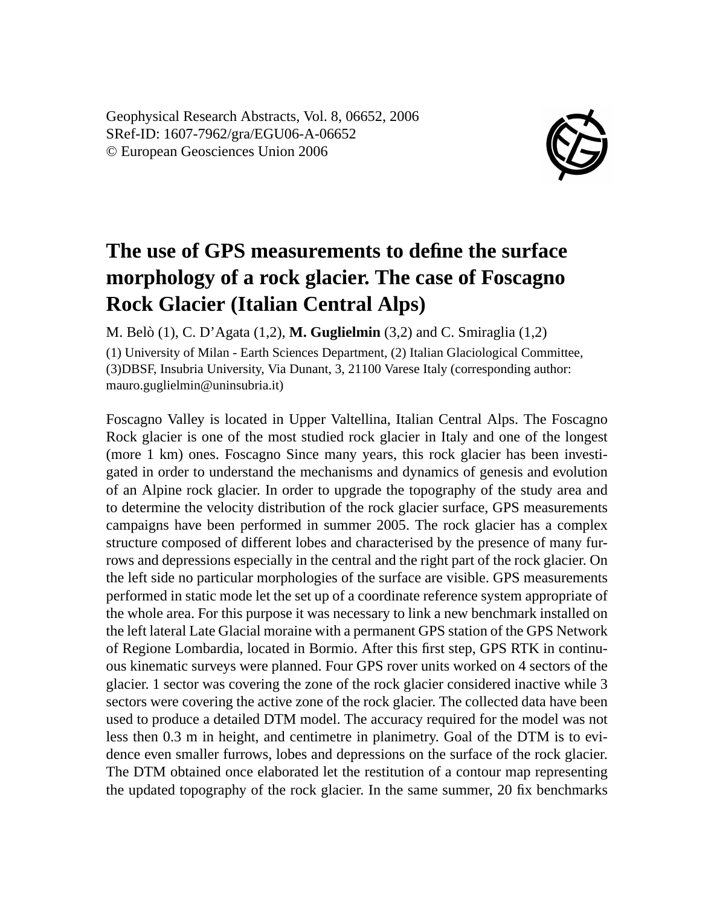Geophysical Research Abstracts, Vol. 8, 06652, 2006
SRef-ID: 1607-7962/gra/EGU06-A-06652
© European Geosciences Union 2006

# The use of GPS measurements to define the surface morphology of a rock glacier. The case of Foscagno Rock Glacier (Italian Central Alps)

M. Belò (1), C. D'Agata (1,2), **M. Guglielmin** (3,2) and C. Smiraglia (1,2)

(1) University of Milan - Earth Sciences Department, (2) Italian Glaciological Committee, (3)DBSF, Insubria University, Via Dunant, 3, 21100 Varese Italy (corresponding author: mauro.guglielmin@uninsubria.it)

Foscagno Valley is located in Upper Valtellina, Italian Central Alps. The Foscagno Rock glacier is one of the most studied rock glacier in Italy and one of the longest (more 1 km) ones. Foscagno Since many years, this rock glacier has been investigated in order to understand the mechanisms and dynamics of genesis and evolution of an Alpine rock glacier. In order to upgrade the topography of the study area and to determine the velocity distribution of the rock glacier surface, GPS measurements campaigns have been performed in summer 2005. The rock glacier has a complex structure composed of different lobes and characterised by the presence of many furrows and depressions especially in the central and the right part of the rock glacier. On the left side no particular morphologies of the surface are visible. GPS measurements performed in static mode let the set up of a coordinate reference system appropriate of the whole area. For this purpose it was necessary to link a new benchmark installed on the left lateral Late Glacial moraine with a permanent GPS station of the GPS Network of Regione Lombardia, located in Bormio. After this first step, GPS RTK in continuous kinematic surveys were planned. Four GPS rover units worked on 4 sectors of the glacier. 1 sector was covering the zone of the rock glacier considered inactive while 3 sectors were covering the active zone of the rock glacier. The collected data have been used to produce a detailed DTM model. The accuracy required for the model was not less then 0.3 m in height, and centimetre in planimetry. Goal of the DTM is to evidence even smaller furrows, lobes and depressions on the surface of the rock glacier. The DTM obtained once elaborated let the restitution of a contour map representing the updated topography of the rock glacier. In the same summer, 20 fix benchmarks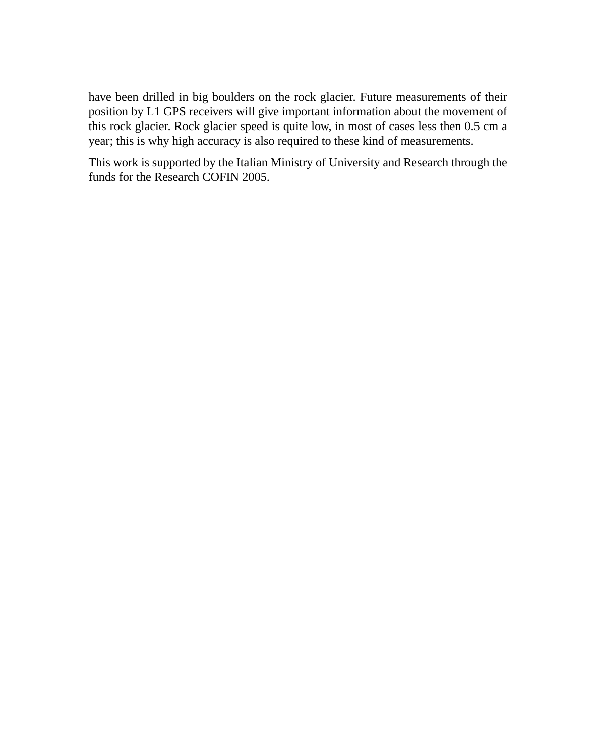have been drilled in big boulders on the rock glacier. Future measurements of their position by L1 GPS receivers will give important information about the movement of this rock glacier. Rock glacier speed is quite low, in most of cases less then 0.5 cm a year; this is why high accuracy is also required to these kind of measurements.

This work is supported by the Italian Ministry of University and Research through the funds for the Research COFIN 2005.